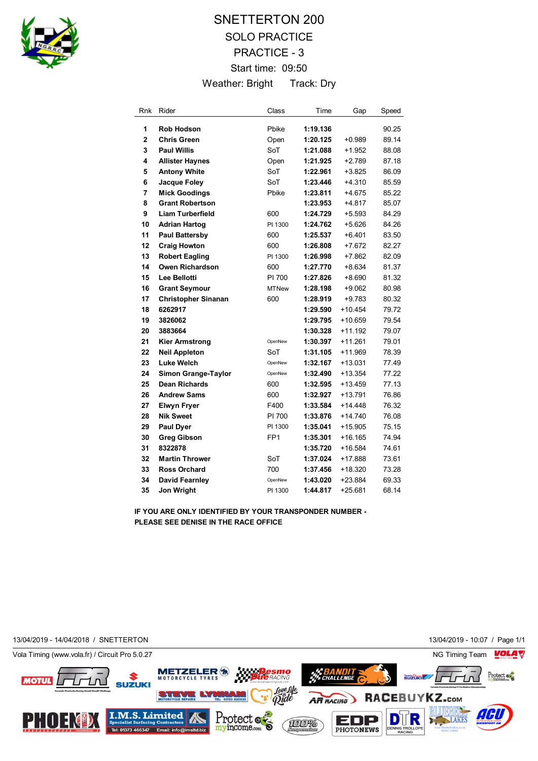# SNETTERTON 200

## SOLO PRACTICE

## PRACTICE - 3

Start time: 09:50

Weather: Bright Track: Dry

| Rnk | Rider | Class | Time | Gap | Speed |
|---|---|---|---|---|---|
| 1 | **Rob Hodson** | Pbike | **1:19.136** | | 90.25 |
| 2 | **Chris Green** | Open | **1:20.125** | +0.989 | 89.14 |
| 3 | **Paul Willis** | SoT | **1:21.088** | +1.952 | 88.08 |
| 4 | **Allister Haynes** | Open | **1:21.925** | +2.789 | 87.18 |
| 5 | **Antony White** | SoT | **1:22.961** | +3.825 | 86.09 |
| 6 | **Jacque Foley** | SoT | **1:23.446** | +4.310 | 85.59 |
| 7 | **Mick Goodings** | Pbike | **1:23.811** | +4.675 | 85.22 |
| 8 | **Grant Robertson** | | **1:23.953** | +4.817 | 85.07 |
| 9 | **Liam Turberfield** | 600 | **1:24.729** | +5.593 | 84.29 |
| 10 | **Adrian Hartog** | PI 1300 | **1:24.762** | +5.626 | 84.26 |
| 11 | **Paul Battersby** | 600 | **1:25.537** | +6.401 | 83.50 |
| 12 | **Craig Howton** | 600 | **1:26.808** | +7.672 | 82.27 |
| 13 | **Robert Eagling** | PI 1300 | **1:26.998** | +7.862 | 82.09 |
| 14 | **Owen Richardson** | 600 | **1:27.770** | +8.634 | 81.37 |
| 15 | **Lee Bellotti** | PI 700 | **1:27.826** | +8.690 | 81.32 |
| 16 | **Grant Seymour** | MTNew | **1:28.198** | +9.062 | 80.98 |
| 17 | **Christopher Sinanan** | 600 | **1:28.919** | +9.783 | 80.32 |
| 18 | **6262917** | | **1:29.590** | +10.454 | 79.72 |
| 19 | **3826062** | | **1:29.795** | +10.659 | 79.54 |
| 20 | **3883664** | | **1:30.328** | +11.192 | 79.07 |
| 21 | **Kier Armstrong** | OpenNew | **1:30.397** | +11.261 | 79.01 |
| 22 | **Neil Appleton** | SoT | **1:31.105** | +11.969 | 78.39 |
| 23 | **Luke Welch** | OpenNew | **1:32.167** | +13.031 | 77.49 |
| 24 | **Simon Grange-Taylor** | OpenNew | **1:32.490** | +13.354 | 77.22 |
| 25 | **Dean Richards** | 600 | **1:32.595** | +13.459 | 77.13 |
| 26 | **Andrew Sams** | 600 | **1:32.927** | +13.791 | 76.86 |
| 27 | **Elwyn Fryer** | F400 | **1:33.584** | +14.448 | 76.32 |
| 28 | **Nik Sweet** | PI 700 | **1:33.876** | +14.740 | 76.08 |
| 29 | **Paul Dyer** | PI 1300 | **1:35.041** | +15.905 | 75.15 |
| 30 | **Greg Gibson** | FP1 | **1:35.301** | +16.165 | 74.94 |
| 31 | **8322878** | | **1:35.720** | +16.584 | 74.61 |
| 32 | **Martin Thrower** | SoT | **1:37.024** | +17.888 | 73.61 |
| 33 | **Ross Orchard** | 700 | **1:37.456** | +18.320 | 73.28 |
| 34 | **David Fearnley** | OpenNew | **1:43.020** | +23.884 | 69.33 |
| 35 | **Jon Wright** | PI 1300 | **1:44.817** | +25.681 | 68.14 |

**IF YOU ARE ONLY IDENTIFIED BY YOUR TRANSPONDER NUMBER - PLEASE SEE DENISE IN THE RACE OFFICE**

13/04/2019 - 14/04/2018 / SNETTERTON

13/04/2019 - 10:07 / Page 1/1

Vola Timing (www.vola.fr) / Circuit Pro 5.0.27

NG Timing Team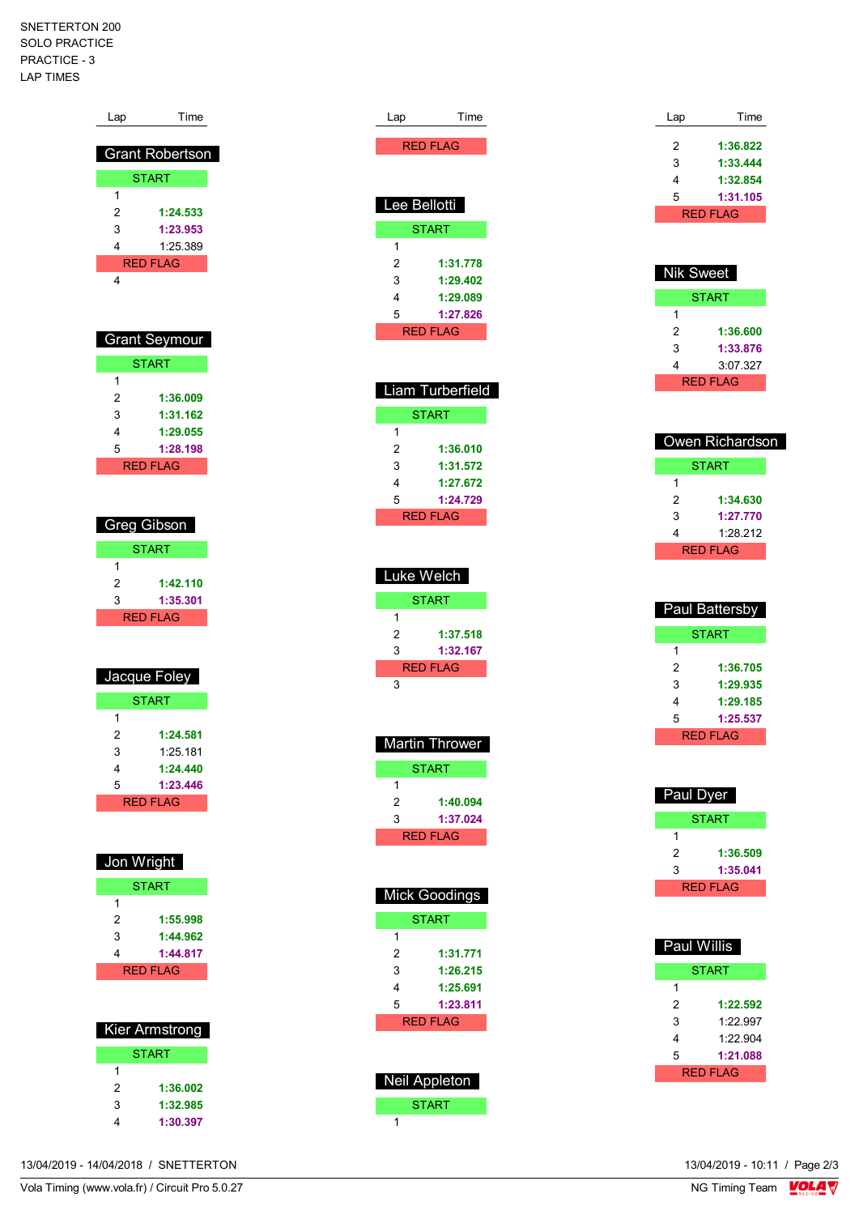SNETTERTON 200
SOLO PRACTICE
PRACTICE - 3
LAP TIMES

## Grant Robertson

| Lap | Time |
|---|---|
| START | |
| 1 | |
| 2 | 1:24.533 |
| 3 | 1:23.953 |
| 4 | 1:25.389 |
| RED FLAG | |
| 4 | |

## Grant Seymour

| Lap | Time |
|---|---|
| START | |
| 1 | |
| 2 | 1:36.009 |
| 3 | 1:31.162 |
| 4 | 1:29.055 |
| 5 | 1:28.198 |
| RED FLAG | |

## Greg Gibson

| Lap | Time |
|---|---|
| START | |
| 1 | |
| 2 | 1:42.110 |
| 3 | 1:35.301 |
| RED FLAG | |

## Jacque Foley

| Lap | Time |
|---|---|
| START | |
| 1 | |
| 2 | 1:24.581 |
| 3 | 1:25.181 |
| 4 | 1:24.440 |
| 5 | 1:23.446 |
| RED FLAG | |

## Jon Wright

| Lap | Time |
|---|---|
| START | |
| 1 | |
| 2 | 1:55.998 |
| 3 | 1:44.962 |
| 4 | 1:44.817 |
| RED FLAG | |

## Kier Armstrong

| Lap | Time |
|---|---|
| START | |
| 1 | |
| 2 | 1:36.002 |
| 3 | 1:32.985 |
| 4 | 1:30.397 |
| RED FLAG | |

## Lee Bellotti

| Lap | Time |
|---|---|
| START | |
| 1 | |
| 2 | 1:31.778 |
| 3 | 1:29.402 |
| 4 | 1:29.089 |
| 5 | 1:27.826 |
| RED FLAG | |

## Liam Turberfield

| Lap | Time |
|---|---|
| START | |
| 1 | |
| 2 | 1:36.010 |
| 3 | 1:31.572 |
| 4 | 1:27.672 |
| 5 | 1:24.729 |
| RED FLAG | |

## Luke Welch

| Lap | Time |
|---|---|
| START | |
| 1 | |
| 2 | 1:37.518 |
| 3 | 1:32.167 |
| RED FLAG | |
| 3 | |

## Martin Thrower

| Lap | Time |
|---|---|
| START | |
| 1 | |
| 2 | 1:40.094 |
| 3 | 1:37.024 |
| RED FLAG | |

## Mick Goodings

| Lap | Time |
|---|---|
| START | |
| 1 | |
| 2 | 1:31.771 |
| 3 | 1:26.215 |
| 4 | 1:25.691 |
| 5 | 1:23.811 |
| RED FLAG | |

## Neil Appleton

| Lap | Time |
|---|---|
| START | |
| 1 | |
| 2 | 1:36.822 |
| 3 | 1:33.444 |
| 4 | 1:32.854 |
| 5 | 1:31.105 |
| RED FLAG | |

## Nik Sweet

| Lap | Time |
|---|---|
| START | |
| 1 | |
| 2 | 1:36.600 |
| 3 | 1:33.876 |
| 4 | 3:07.327 |
| RED FLAG | |

## Owen Richardson

| Lap | Time |
|---|---|
| START | |
| 1 | |
| 2 | 1:34.630 |
| 3 | 1:27.770 |
| 4 | 1:28.212 |
| RED FLAG | |

## Paul Battersby

| Lap | Time |
|---|---|
| START | |
| 1 | |
| 2 | 1:36.705 |
| 3 | 1:29.935 |
| 4 | 1:29.185 |
| 5 | 1:25.537 |
| RED FLAG | |

## Paul Dyer

| Lap | Time |
|---|---|
| START | |
| 1 | |
| 2 | 1:36.509 |
| 3 | 1:35.041 |
| RED FLAG | |

## Paul Willis

| Lap | Time |
|---|---|
| START | |
| 1 | |
| 2 | 1:22.592 |
| 3 | 1:22.997 |
| 4 | 1:22.904 |
| 5 | 1:21.088 |
| RED FLAG | |

13/04/2019 - 14/04/2018 / SNETTERTON

Vola Timing (www.vola.fr) / Circuit Pro 5.0.27

13/04/2019 - 10:11

NG Timing Team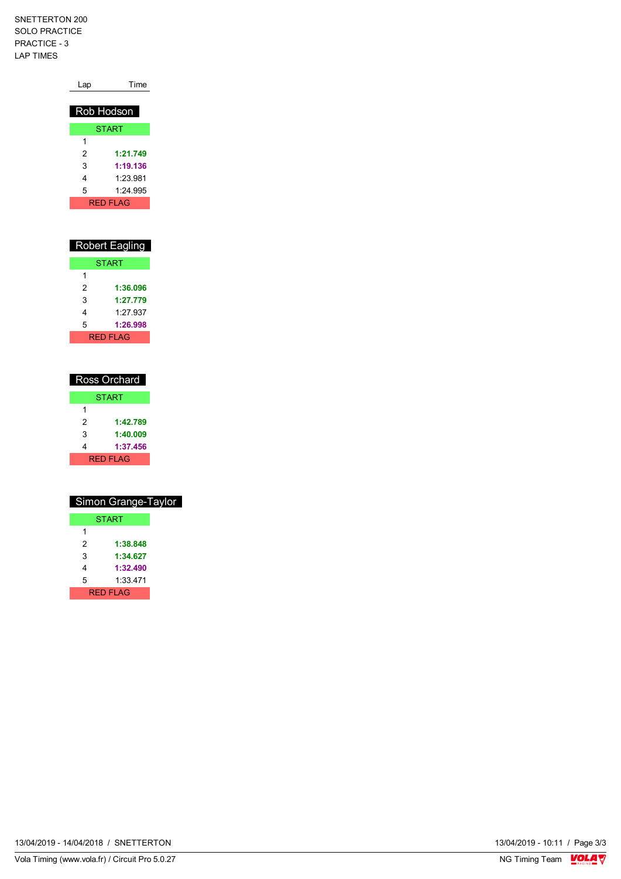SNETTERTON 200
SOLO PRACTICE
PRACTICE - 3
LAP TIMES

| Lap | Time |
|---|---|
| **Rob Hodson** | |
| START | |
| 1 | |
| 2 | **1:21.749** |
| 3 | **1:19.136** |
| 4 | 1:23.981 |
| 5 | 1:24.995 |
| RED FLAG | |
| **Robert Eagling** | |
| START | |
| 1 | |
| 2 | **1:36.096** |
| 3 | **1:27.779** |
| 4 | 1:27.937 |
| 5 | **1:26.998** |
| RED FLAG | |
| **Ross Orchard** | |
| START | |
| 1 | |
| 2 | **1:42.789** |
| 3 | **1:40.009** |
| 4 | **1:37.456** |
| RED FLAG | |
| **Simon Grange-Taylor** | |
| START | |
| 1 | |
| 2 | **1:38.848** |
| 3 | **1:34.627** |
| 4 | **1:32.490** |
| 5 | 1:33.471 |
| RED FLAG | |